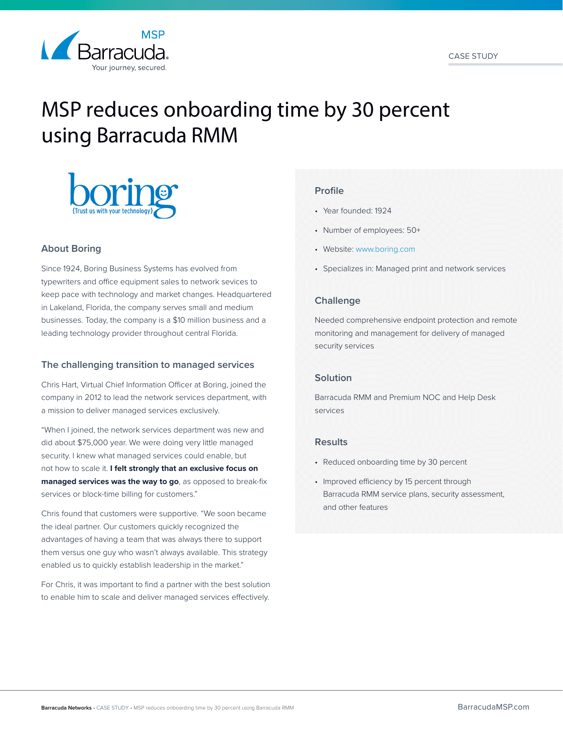CASE STUDY

# MSP reduces onboarding time by 30 percent using Barracuda RMM

## About Boring

Since 1924, Boring Business Systems has evolved from typewriters and office equipment sales to network services to keep pace with technology and market changes. Headquartered in Lakeland, Florida, the company serves small and medium businesses. Today, the company is a $10 million business and a leading technology provider throughout central Florida.

## The challenging transition to managed services

Chris Hart, Virtual Chief Information Officer at Boring, joined the company in 2012 to lead the network services department, with a mission to deliver managed services exclusively.

"When I joined, the network services department was new and did about $75,000 year. We were doing very little managed security. I knew what managed services could enable, but not how to scale it. **I felt strongly that an exclusive focus on managed services was the way to go**, as opposed to break-fix services or block-time billing for customers."

Chris found that customers were supportive. "We soon became the ideal partner. Our customers quickly recognized the advantages of having a team that was always there to support them versus one guy who wasn't always available. This strategy enabled us to quickly establish leadership in the market."

For Chris, it was important to find a partner with the best solution to enable him to scale and deliver managed services effectively.

### Profile

- Year founded: 1924
- Number of employees: 50+
- Website: www.boring.com
- Specializes in: Managed print and network services

### Challenge

Needed comprehensive endpoint protection and remote monitoring and management for delivery of managed security services

### Solution

Barracuda RMM and Premium NOC and Help Desk services

### Results

- Reduced onboarding time by 30 percent
- Improved efficiency by 15 percent through Barracuda RMM service plans, security assessment, and other features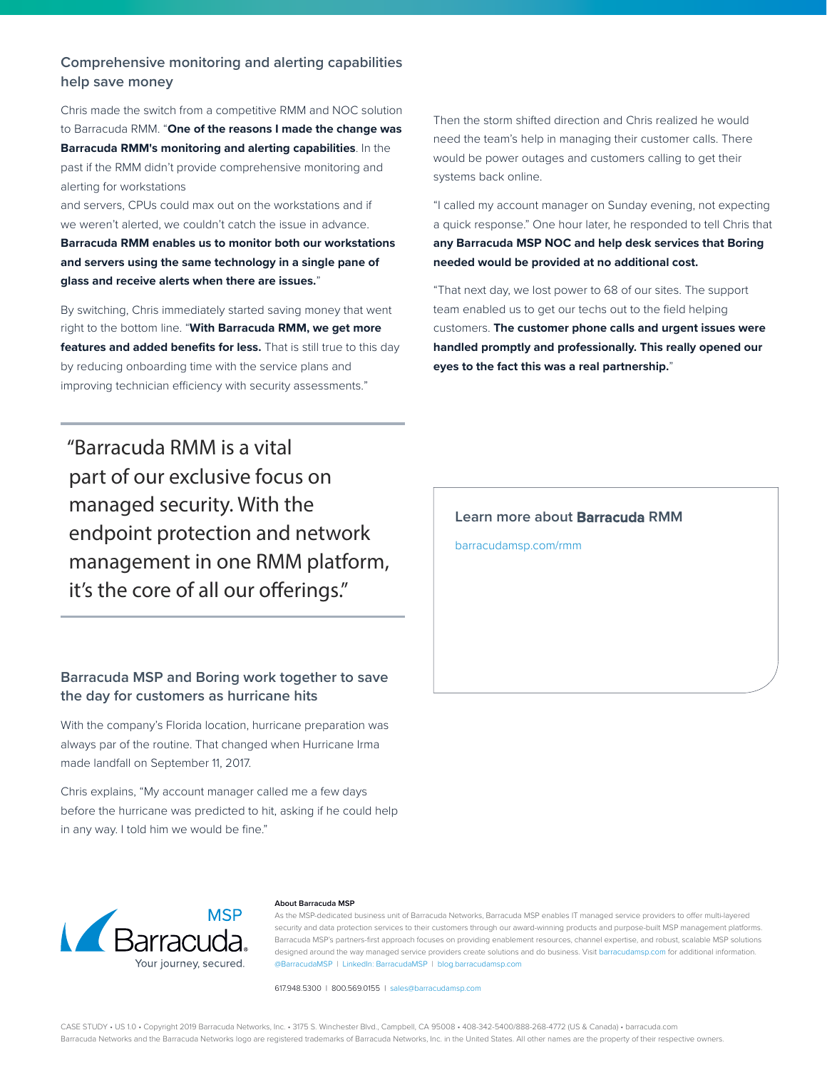## Comprehensive monitoring and alerting capabilities help save money

Chris made the switch from a competitive RMM and NOC solution to Barracuda RMM. "**One of the reasons I made the change was Barracuda RMM's monitoring and alerting capabilities**. In the past if the RMM didn't provide comprehensive monitoring and alerting for workstations and servers, CPUs could max out on the workstations and if we weren't alerted, we couldn't catch the issue in advance. **Barracuda RMM enables us to monitor both our workstations and servers using the same technology in a single pane of glass and receive alerts when there are issues.**"

By switching, Chris immediately started saving money that went right to the bottom line. "**With Barracuda RMM, we get more features and added benefits for less.** That is still true to this day by reducing onboarding time with the service plans and improving technician efficiency with security assessments."

> "Barracuda RMM is a vital part of our exclusive focus on managed security. With the endpoint protection and network management in one RMM platform, it's the core of all our offerings."

## Barracuda MSP and Boring work together to save the day for customers as hurricane hits

With the company's Florida location, hurricane preparation was always par of the routine. That changed when Hurricane Irma made landfall on September 11, 2017.

Chris explains, "My account manager called me a few days before the hurricane was predicted to hit, asking if he could help in any way. I told him we would be fine."

Then the storm shifted direction and Chris realized he would need the team's help in managing their customer calls. There would be power outages and customers calling to get their systems back online.

"I called my account manager on Sunday evening, not expecting a quick response." One hour later, he responded to tell Chris that **any Barracuda MSP NOC and help desk services that Boring needed would be provided at no additional cost.**

"That next day, we lost power to 68 of our sites. The support team enabled us to get our techs out to the field helping customers. **The customer phone calls and urgent issues were handled promptly and professionally. This really opened our eyes to the fact this was a real partnership.**"

### Learn more about **Barracuda** RMM

barracudamsp.com/rmm

MSP Barracuda. Your journey, secured.

**About Barracuda MSP**

As the MSP-dedicated business unit of Barracuda Networks, Barracuda MSP enables IT managed service providers to offer multi-layered security and data protection services to their customers through our award-winning products and purpose-built MSP management platforms. Barracuda MSP's partners-first approach focuses on providing enablement resources, channel expertise, and robust, scalable MSP solutions designed around the way managed service providers create solutions and do business. Visit barracudamsp.com for additional information.
@BarracudaMSP | LinkedIn: BarracudaMSP | blog.barracudamsp.com

617.948.5300 | 800.569.0155 | sales@barracudamsp.com

CASE STUDY • US 1.0 • Copyright 2019 Barracuda Networks, Inc. • 3175 S. Winchester Blvd., Campbell, CA 95008 • 408-342-5400/888-268-4772 (US & Canada) • barracuda.com
Barracuda Networks and the Barracuda Networks logo are registered trademarks of Barracuda Networks, Inc. in the United States. All other names are the property of their respective owners.